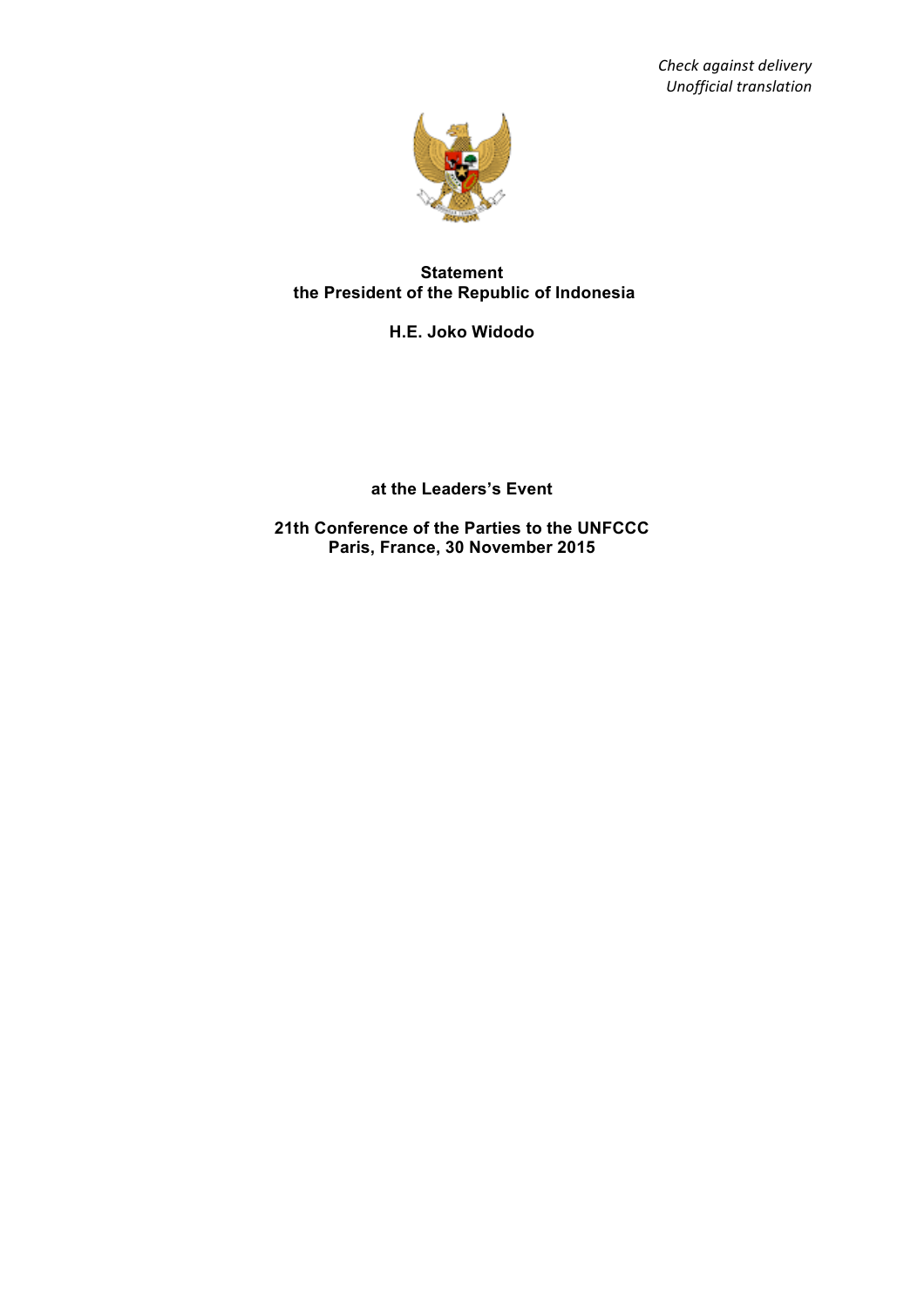*Check against delivery*
*Unofficial translation*

**Statement**
**the President of the Republic of Indonesia**

**H.E. Joko Widodo**

**at the Leaders's Event**

**21th Conference of the Parties to the UNFCCC**
**Paris, France, 30 November 2015**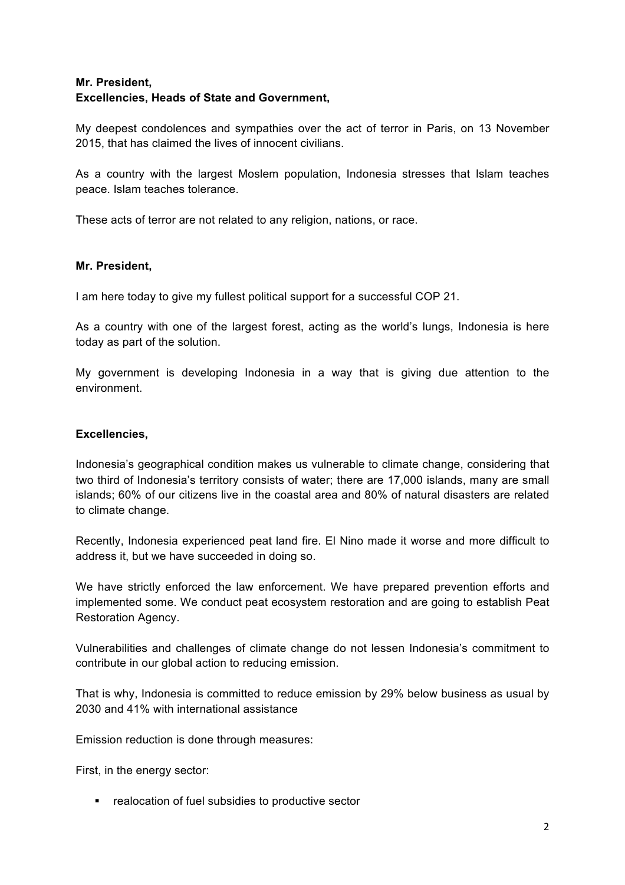**Mr. President,**
**Excellencies, Heads of State and Government,**

My deepest condolences and sympathies over the act of terror in Paris, on 13 November 2015, that has claimed the lives of innocent civilians.

As a country with the largest Moslem population, Indonesia stresses that Islam teaches peace. Islam teaches tolerance.

These acts of terror are not related to any religion, nations, or race.

**Mr. President,**

I am here today to give my fullest political support for a successful COP 21.

As a country with one of the largest forest, acting as the world's lungs, Indonesia is here today as part of the solution.

My government is developing Indonesia in a way that is giving due attention to the environment.

**Excellencies,**

Indonesia's geographical condition makes us vulnerable to climate change, considering that two third of Indonesia's territory consists of water; there are 17,000 islands, many are small islands; 60% of our citizens live in the coastal area and 80% of natural disasters are related to climate change.

Recently, Indonesia experienced peat land fire. El Nino made it worse and more difficult to address it, but we have succeeded in doing so.

We have strictly enforced the law enforcement. We have prepared prevention efforts and implemented some. We conduct peat ecosystem restoration and are going to establish Peat Restoration Agency.

Vulnerabilities and challenges of climate change do not lessen Indonesia's commitment to contribute in our global action to reducing emission.

That is why, Indonesia is committed to reduce emission by 29% below business as usual by 2030 and 41% with international assistance

Emission reduction is done through measures:

First, in the energy sector:

- realocation of fuel subsidies to productive sector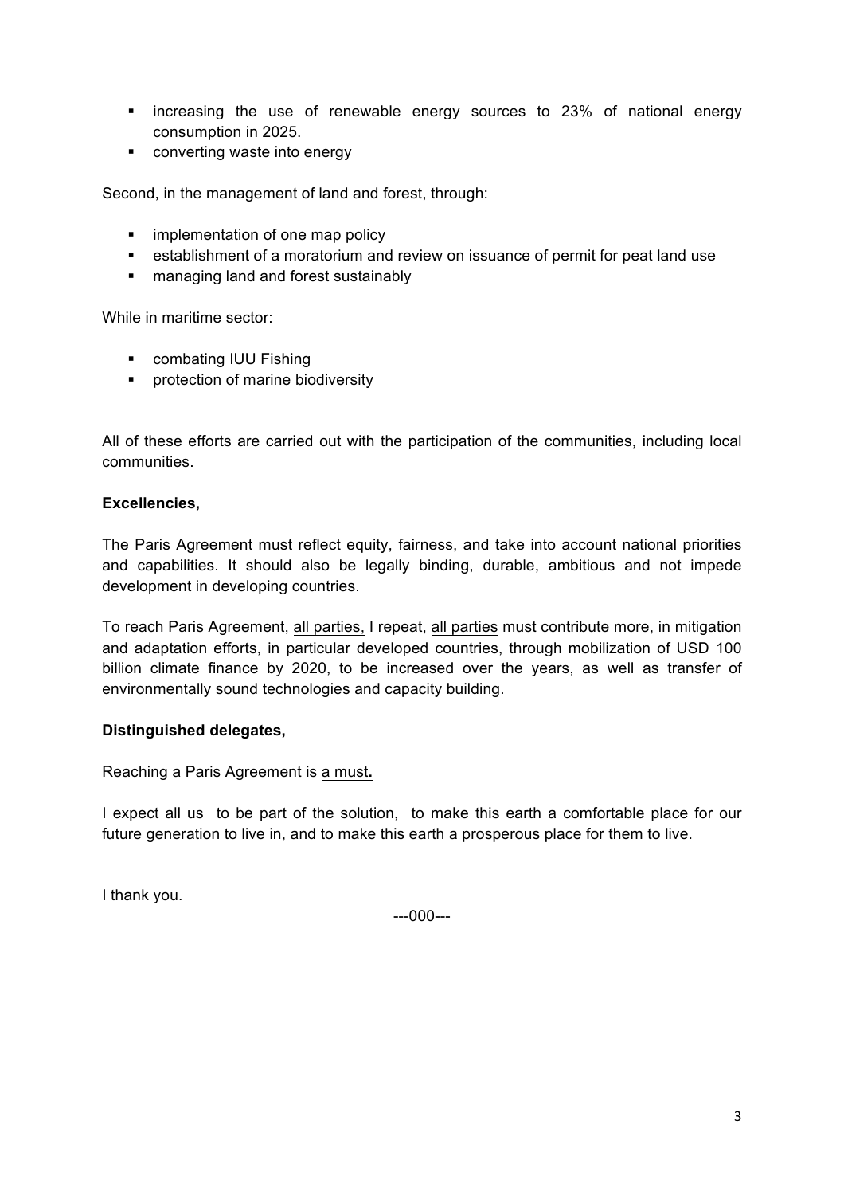- increasing the use of renewable energy sources to 23% of national energy consumption in 2025.
- converting waste into energy

Second, in the management of land and forest, through:

- implementation of one map policy
- establishment of a moratorium and review on issuance of permit for peat land use
- managing land and forest sustainably

While in maritime sector:

- combating IUU Fishing
- protection of marine biodiversity

All of these efforts are carried out with the participation of the communities, including local communities.

**Excellencies,**

The Paris Agreement must reflect equity, fairness, and take into account national priorities and capabilities. It should also be legally binding, durable, ambitious and not impede development in developing countries.

To reach Paris Agreement, <u>all parties,</u> I repeat, <u>all parties</u> must contribute more, in mitigation and adaptation efforts, in particular developed countries, through mobilization of USD 100 billion climate finance by 2020, to be increased over the years, as well as transfer of environmentally sound technologies and capacity building.

**Distinguished delegates,**

Reaching a Paris Agreement is <u>a must</u>**.**

I expect all us to be part of the solution, to make this earth a comfortable place for our future generation to live in, and to make this earth a prosperous place for them to live.

I thank you.

---000---